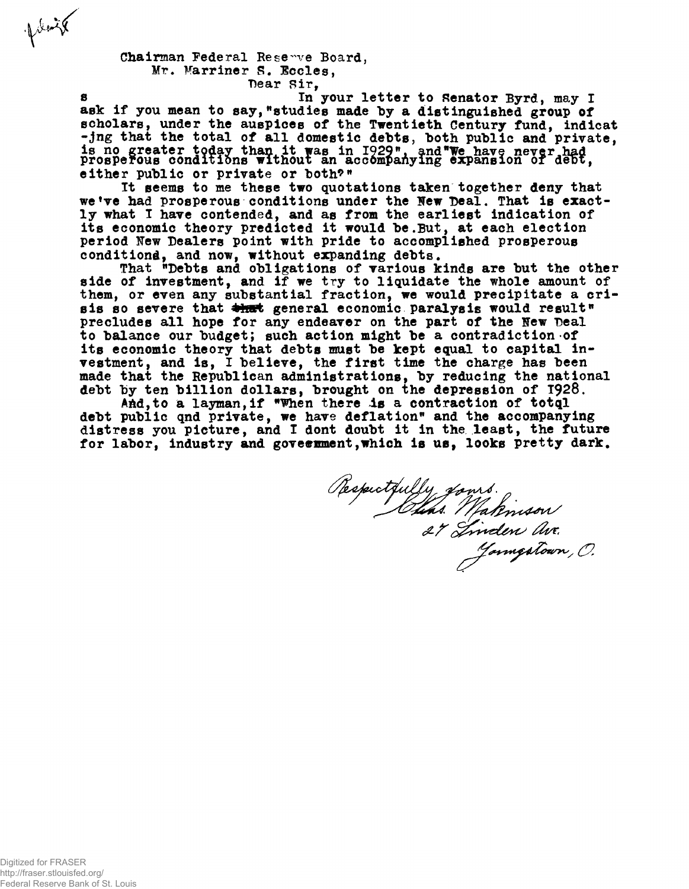Chairman Federal Reserve Board,
Mr. Marriner S. Eccles,
Dear Sir,

s In your letter to Senator Byrd, may I ask if you mean to say,"studies made by a distinguished group of scholars, under the auspices of the Twentieth Century fund, indicat -ing that the total of all domestic debts, both public and private, is no greater today than it was in 1929", and"We have never had prosperous conditions without an accompanying expansion of debt, either public or private or both?"

It seems to me these two quotations taken together deny that we've had prosperous conditions under the New Deal. That is exactly what I have contended, and as from the earliest indication of its economic theory predicted it would be.But, at each election period New Dealers point with pride to accomplished prosperous conditiond, and now, without expanding debts.

That "Debts and obligations of various kinds are but the other side of investment, and if we try to liquidate the whole amount of them, or even any substantial fraction, we would precipitate a crisis so severe that ~~that~~ general economic paralysis would result" precludes all hope for any endeaver on the part of the New Deal to balance our budget; such action might be a contradiction of its economic theory that debts must be kept equal to capital investment, and is, I believe, the first time the charge has been made that the Republican administrations, by reducing the national debt by ten billion dollars, brought on the depression of 1928.

And,to a layman,if "When there is a contraction of totql debt public qnd private, we have deflation" and the accompanying distress you picture, and I dont doubt it in the least, the future for labor, industry and goveemment,which is us, looks pretty dark.

Respectfully yours.
Chas. Makinson
27 Linden Ave.
Youngstown, O.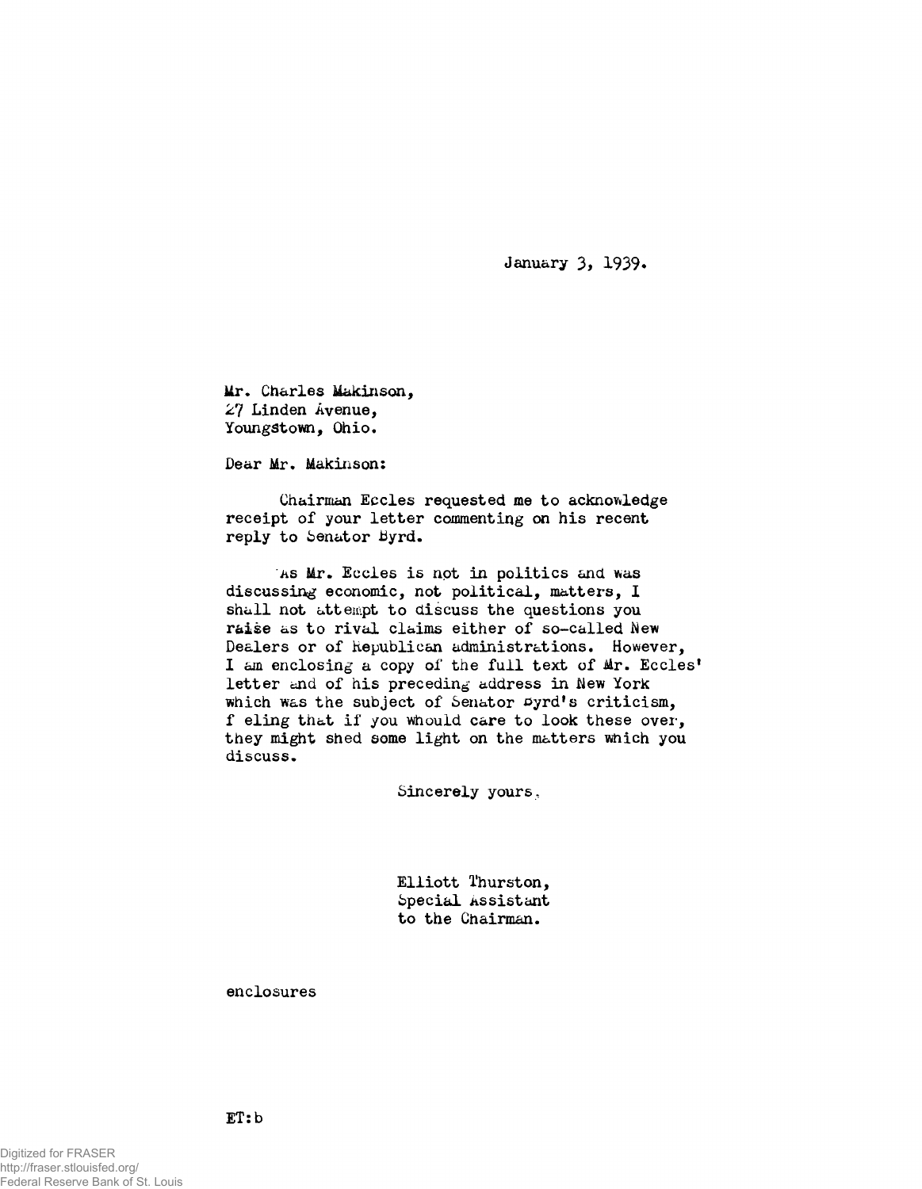January 3, 1939.

Mr. Charles Makinson,
27 Linden Avenue,
Youngstown, Ohio.

Dear Mr. Makinson:

Chairman Eccles requested me to acknowledge receipt of your letter commenting on his recent reply to Senator Byrd.

As Mr. Eccles is not in politics and was discussing economic, not political, matters, I shall not attempt to discuss the questions you raise as to rival claims either of so-called New Dealers or of Republican administrations. However, I am enclosing a copy of the full text of Mr. Eccles' letter and of his preceding address in New York which was the subject of Senator Byrd's criticism, f eling that if you whould care to look these over, they might shed some light on the matters which you discuss.

Sincerely yours,

Elliott Thurston,
Special Assistant
to the Chairman.

enclosures

ET:b